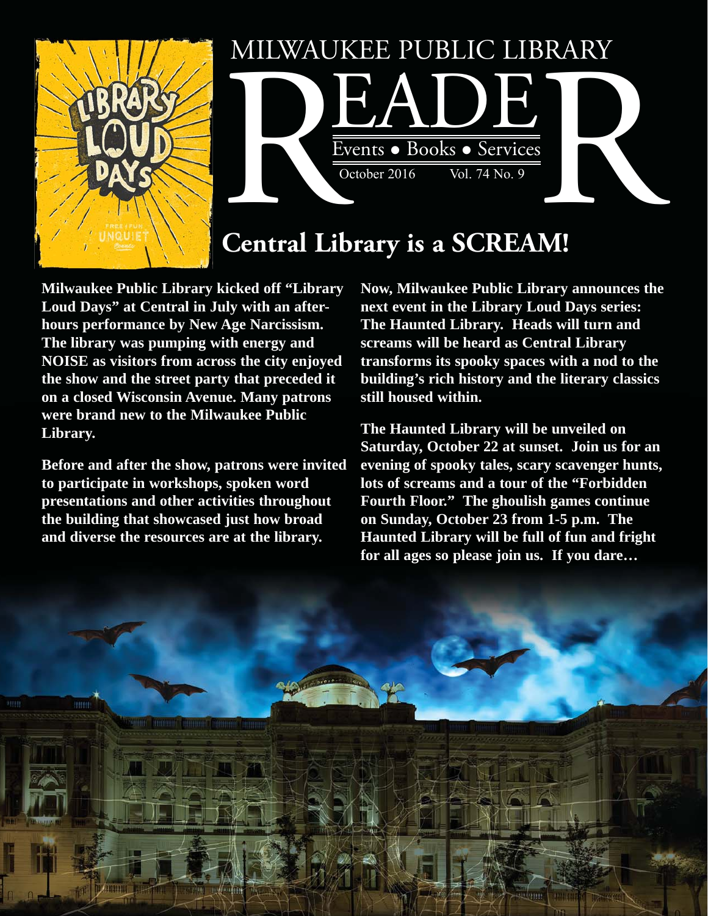# MILWAUKEE PUBLIC LIBRARY READER

Events • Books • Services

October 2016 Vol. 74 No. 9

## Central Library is a SCREAM!

**Milwaukee Public Library kicked off "Library Loud Days" at Central in July with an after-hours performance by New Age Narcissism. The library was pumping with energy and NOISE as visitors from across the city enjoyed the show and the street party that preceded it on a closed Wisconsin Avenue. Many patrons were brand new to the Milwaukee Public Library.**

**Before and after the show, patrons were invited to participate in workshops, spoken word presentations and other activities throughout the building that showcased just how broad and diverse the resources are at the library.**

**Now, Milwaukee Public Library announces the next event in the Library Loud Days series: The Haunted Library. Heads will turn and screams will be heard as Central Library transforms its spooky spaces with a nod to the building's rich history and the literary classics still housed within.**

**The Haunted Library will be unveiled on Saturday, October 22 at sunset. Join us for an evening of spooky tales, scary scavenger hunts, lots of screams and a tour of the "Forbidden Fourth Floor." The ghoulish games continue on Sunday, October 23 from 1-5 p.m. The Haunted Library will be full of fun and fright for all ages so please join us. If you dare…**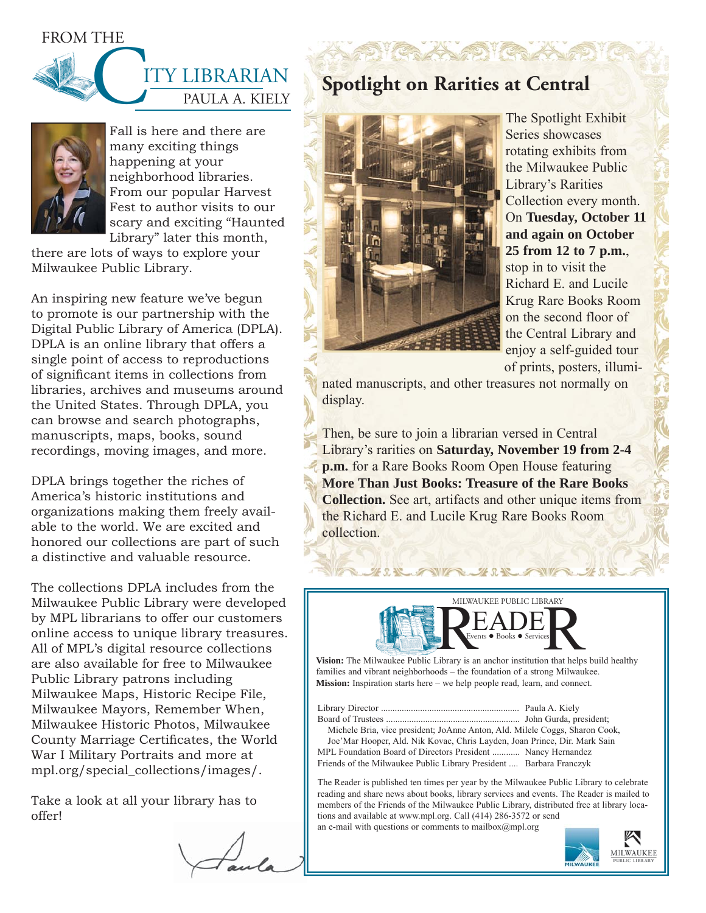## FROM THE CITY LIBRARIAN

### PAULA A. KIELY

Fall is here and there are many exciting things happening at your neighborhood libraries. From our popular Harvest Fest to author visits to our scary and exciting "Haunted Library" later this month, there are lots of ways to explore your Milwaukee Public Library.

An inspiring new feature we've begun to promote is our partnership with the Digital Public Library of America (DPLA). DPLA is an online library that offers a single point of access to reproductions of significant items in collections from libraries, archives and museums around the United States. Through DPLA, you can browse and search photographs, manuscripts, maps, books, sound recordings, moving images, and more.

DPLA brings together the riches of America's historic institutions and organizations making them freely available to the world. We are excited and honored our collections are part of such a distinctive and valuable resource.

The collections DPLA includes from the Milwaukee Public Library were developed by MPL librarians to offer our customers online access to unique library treasures. All of MPL's digital resource collections are also available for free to Milwaukee Public Library patrons including Milwaukee Maps, Historic Recipe File, Milwaukee Mayors, Remember When, Milwaukee Historic Photos, Milwaukee County Marriage Certificates, the World War I Military Portraits and more at mpl.org/special_collections/images/.

Take a look at all your library has to offer!

Paula

## Spotlight on Rarities at Central

The Spotlight Exhibit Series showcases rotating exhibits from the Milwaukee Public Library's Rarities Collection every month. On **Tuesday, October 11 and again on October 25 from 12 to 7 p.m.**, stop in to visit the Richard E. and Lucile Krug Rare Books Room on the second floor of the Central Library and enjoy a self-guided tour of prints, posters, illuminated manuscripts, and other treasures not normally on display.

Then, be sure to join a librarian versed in Central Library's rarities on **Saturday, November 19 from 2-4 p.m.** for a Rare Books Room Open House featuring **More Than Just Books: Treasure of the Rare Books Collection.** See art, artifacts and other unique items from the Richard E. and Lucile Krug Rare Books Room collection.

---

MILWAUKEE PUBLIC LIBRARY

**READER**

Events ● Books ● Services

**Vision:** The Milwaukee Public Library is an anchor institution that helps build healthy families and vibrant neighborhoods – the foundation of a strong Milwaukee.
**Mission:** Inspiration starts here – we help people read, learn, and connect.

Library Director .......... Paula A. Kiely
Board of Trustees .......... John Gurda, president; Michele Bria, vice president; JoAnne Anton, Ald. Milele Coggs, Sharon Cook, Joe'Mar Hooper, Ald. Nik Kovac, Chris Layden, Joan Prince, Dir. Mark Sain
MPL Foundation Board of Directors President .......... Nancy Hernandez
Friends of the Milwaukee Public Library President .... Barbara Franczyk

The Reader is published ten times per year by the Milwaukee Public Library to celebrate reading and share news about books, library services and events. The Reader is mailed to members of the Friends of the Milwaukee Public Library, distributed free at library locations and available at www.mpl.org. Call (414) 286-3572 or send an e-mail with questions or comments to mailbox@mpl.org

MILWAUKEE

MILWAUKEE PUBLIC LIBRARY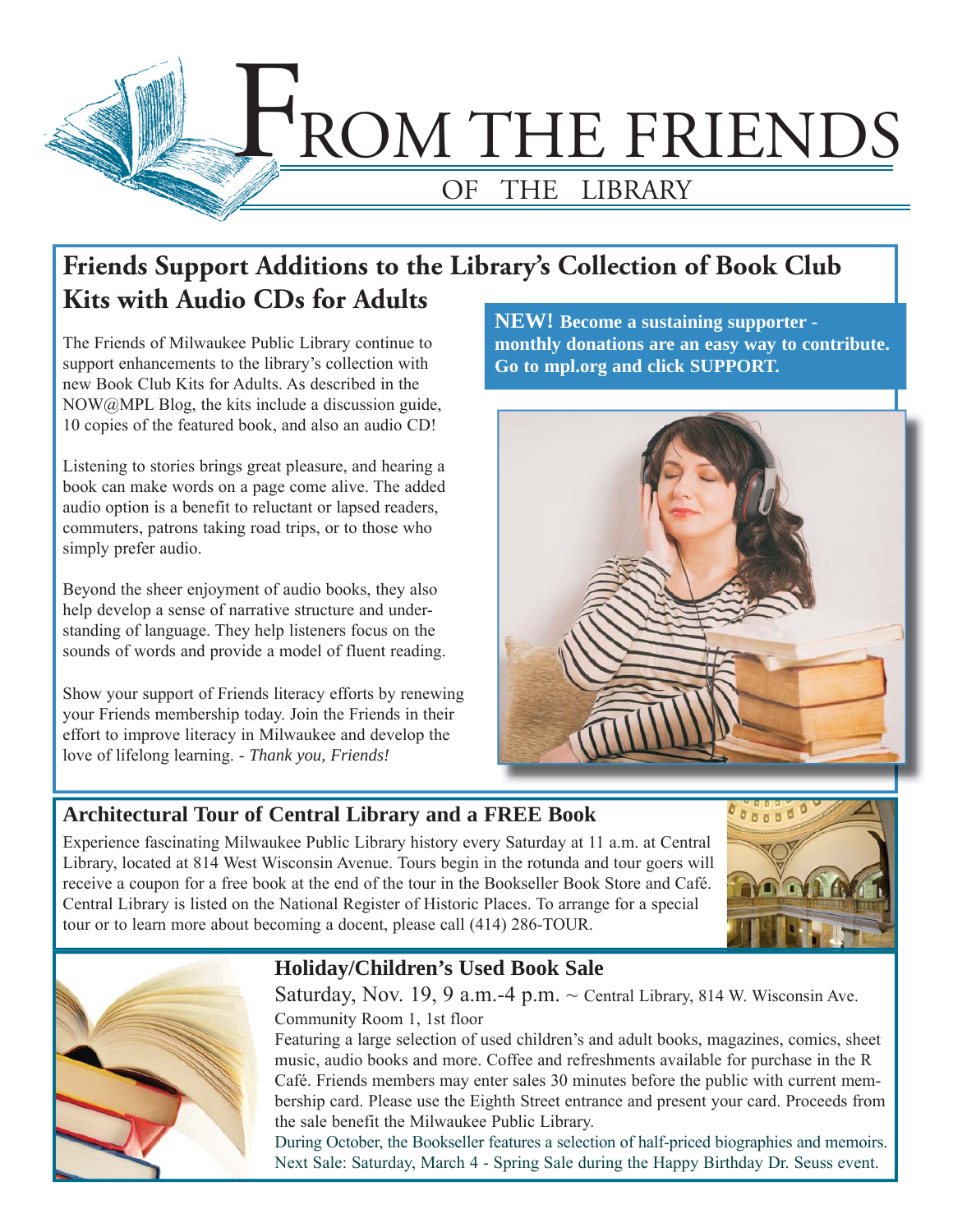# FROM THE FRIENDS

OF THE LIBRARY

## Friends Support Additions to the Library's Collection of Book Club Kits with Audio CDs for Adults

The Friends of Milwaukee Public Library continue to support enhancements to the library's collection with new Book Club Kits for Adults. As described in the NOW@MPL Blog, the kits include a discussion guide, 10 copies of the featured book, and also an audio CD!

Listening to stories brings great pleasure, and hearing a book can make words on a page come alive. The added audio option is a benefit to reluctant or lapsed readers, commuters, patrons taking road trips, or to those who simply prefer audio.

Beyond the sheer enjoyment of audio books, they also help develop a sense of narrative structure and understanding of language. They help listeners focus on the sounds of words and provide a model of fluent reading.

Show your support of Friends literacy efforts by renewing your Friends membership today. Join the Friends in their effort to improve literacy in Milwaukee and develop the love of lifelong learning. - *Thank you, Friends!*

**NEW! Become a sustaining supporter - monthly donations are an easy way to contribute. Go to mpl.org and click SUPPORT.**

## Architectural Tour of Central Library and a FREE Book

Experience fascinating Milwaukee Public Library history every Saturday at 11 a.m. at Central Library, located at 814 West Wisconsin Avenue. Tours begin in the rotunda and tour goers will receive a coupon for a free book at the end of the tour in the Bookseller Book Store and Café. Central Library is listed on the National Register of Historic Places. To arrange for a special tour or to learn more about becoming a docent, please call (414) 286-TOUR.

## Holiday/Children's Used Book Sale

Saturday, Nov. 19, 9 a.m.-4 p.m. ~ Central Library, 814 W. Wisconsin Ave. Community Room 1, 1st floor

Featuring a large selection of used children's and adult books, magazines, comics, sheet music, audio books and more. Coffee and refreshments available for purchase in the R Café. Friends members may enter sales 30 minutes before the public with current membership card. Please use the Eighth Street entrance and present your card. Proceeds from the sale benefit the Milwaukee Public Library.

During October, the Bookseller features a selection of half-priced biographies and memoirs. Next Sale: Saturday, March 4 - Spring Sale during the Happy Birthday Dr. Seuss event.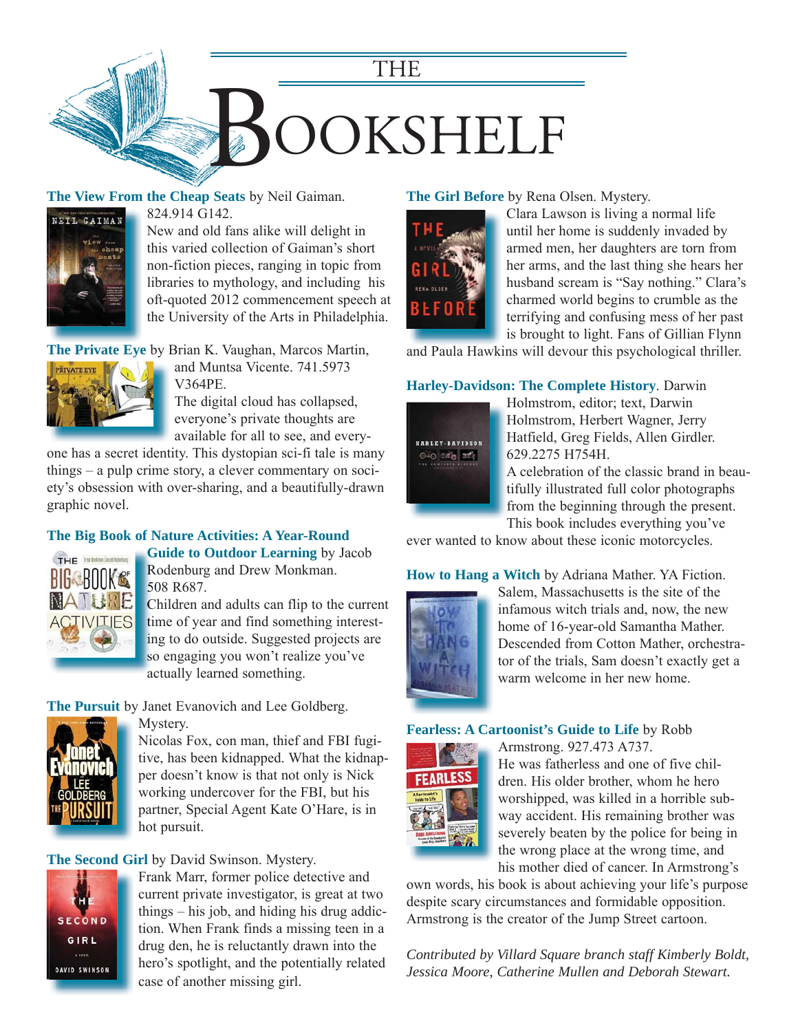# THE BOOKSHELF

**The View From the Cheap Seats** by Neil Gaiman. 824.914 G142.

New and old fans alike will delight in this varied collection of Gaiman's short non-fiction pieces, ranging in topic from libraries to mythology, and including his oft-quoted 2012 commencement speech at the University of the Arts in Philadelphia.

**The Private Eye** by Brian K. Vaughan, Marcos Martin, and Muntsa Vicente. 741.5973 V364PE.

The digital cloud has collapsed, everyone's private thoughts are available for all to see, and everyone has a secret identity. This dystopian sci-fi tale is many things – a pulp crime story, a clever commentary on society's obsession with over-sharing, and a beautifully-drawn graphic novel.

**The Big Book of Nature Activities: A Year-Round Guide to Outdoor Learning** by Jacob Rodenburg and Drew Monkman. 508 R687.

Children and adults can flip to the current time of year and find something interesting to do outside. Suggested projects are so engaging you won't realize you've actually learned something.

**The Pursuit** by Janet Evanovich and Lee Goldberg. Mystery.

Nicolas Fox, con man, thief and FBI fugitive, has been kidnapped. What the kidnapper doesn't know is that not only is Nick working undercover for the FBI, but his partner, Special Agent Kate O'Hare, is in hot pursuit.

**The Second Girl** by David Swinson. Mystery.

Frank Marr, former police detective and current private investigator, is great at two things – his job, and hiding his drug addiction. When Frank finds a missing teen in a drug den, he is reluctantly drawn into the hero's spotlight, and the potentially related case of another missing girl.

**The Girl Before** by Rena Olsen. Mystery.

Clara Lawson is living a normal life until her home is suddenly invaded by armed men, her daughters are torn from her arms, and the last thing she hears her husband scream is "Say nothing." Clara's charmed world begins to crumble as the terrifying and confusing mess of her past is brought to light. Fans of Gillian Flynn and Paula Hawkins will devour this psychological thriller.

**Harley-Davidson: The Complete History**. Darwin Holmstrom, editor; text, Darwin Holmstrom, Herbert Wagner, Jerry Hatfield, Greg Fields, Allen Girdler. 629.2275 H754H.

A celebration of the classic brand in beautifully illustrated full color photographs from the beginning through the present. This book includes everything you've ever wanted to know about these iconic motorcycles.

**How to Hang a Witch** by Adriana Mather. YA Fiction.

Salem, Massachusetts is the site of the infamous witch trials and, now, the new home of 16-year-old Samantha Mather. Descended from Cotton Mather, orchestrator of the trials, Sam doesn't exactly get a warm welcome in her new home.

**Fearless: A Cartoonist's Guide to Life** by Robb Armstrong. 927.473 A737.

He was fatherless and one of five children. His older brother, whom he hero worshipped, was killed in a horrible subway accident. His remaining brother was severely beaten by the police for being in the wrong place at the wrong time, and his mother died of cancer. In Armstrong's own words, his book is about achieving your life's purpose despite scary circumstances and formidable opposition. Armstrong is the creator of the Jump Street cartoon.

*Contributed by Villard Square branch staff Kimberly Boldt, Jessica Moore, Catherine Mullen and Deborah Stewart.*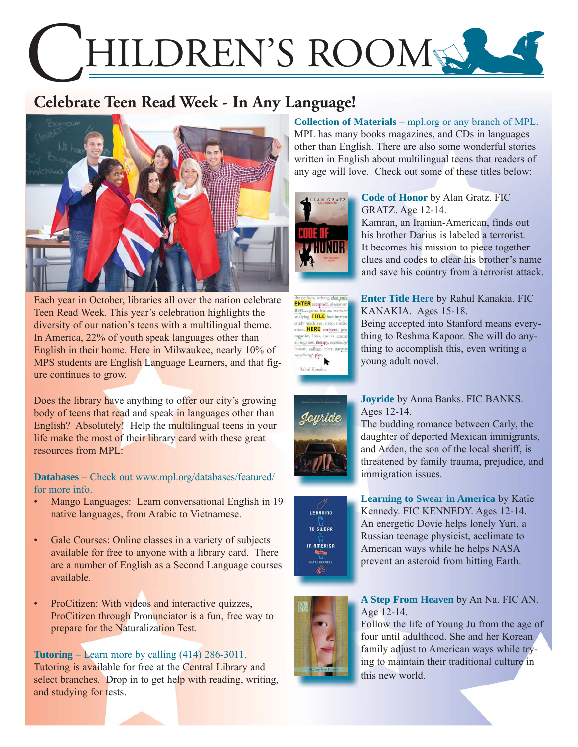# Children's Room

## Celebrate Teen Read Week - In Any Language!

Each year in October, libraries all over the nation celebrate Teen Read Week. This year's celebration highlights the diversity of our nation's teens with a multilingual theme. In America, 22% of youth speak languages other than English in their home. Here in Milwaukee, nearly 10% of MPS students are English Language Learners, and that figure continues to grow.

Does the library have anything to offer our city's growing body of teens that read and speak in languages other than English? Absolutely! Help the multilingual teens in your life make the most of their library card with these great resources from MPL:

**Databases** – Check out www.mpl.org/databases/featured/ for more info.

- Mango Languages: Learn conversational English in 19 native languages, from Arabic to Vietnamese.
- Gale Courses: Online classes in a variety of subjects available for free to anyone with a library card. There are a number of English as a Second Language courses available.
- ProCitizen: With videos and interactive quizzes, ProCitizen through Pronunciator is a fun, free way to prepare for the Naturalization Test.

**Tutoring** – Learn more by calling (414) 286-3011.
Tutoring is available for free at the Central Library and select branches. Drop in to get help with reading, writing, and studying for tests.

**Collection of Materials** – mpl.org or any branch of MPL.
MPL has many books magazines, and CDs in languages other than English. There are also some wonderful stories written in English about multilingual teens that readers of any age will love. Check out some of these titles below:

**Code of Honor** by Alan Gratz. FIC GRATZ. Age 12-14.
Kamran, an Iranian-American, finds out his brother Darius is labeled a terrorist. It becomes his mission to piece together clues and codes to clear his brother's name and save his country from a terrorist attack.

**Enter Title Here** by Rahul Kanakia. FIC KANAKIA. Ages 15-18.
Being accepted into Stanford means everything to Reshma Kapoor. She will do anything to accomplish this, even writing a young adult novel.

**Joyride** by Anna Banks. FIC BANKS. Ages 12-14.
The budding romance between Carly, the daughter of deported Mexican immigrants, and Arden, the son of the local sheriff, is threatened by family trauma, prejudice, and immigration issues.

**Learning to Swear in America** by Katie Kennedy. FIC KENNEDY. Ages 12-14.
An energetic Dovie helps lonely Yuri, a Russian teenage physicist, acclimate to American ways while he helps NASA prevent an asteroid from hitting Earth.

**A Step From Heaven** by An Na. FIC AN. Age 12-14.
Follow the life of Young Ju from the age of four until adulthood. She and her Korean family adjust to American ways while trying to maintain their traditional culture in this new world.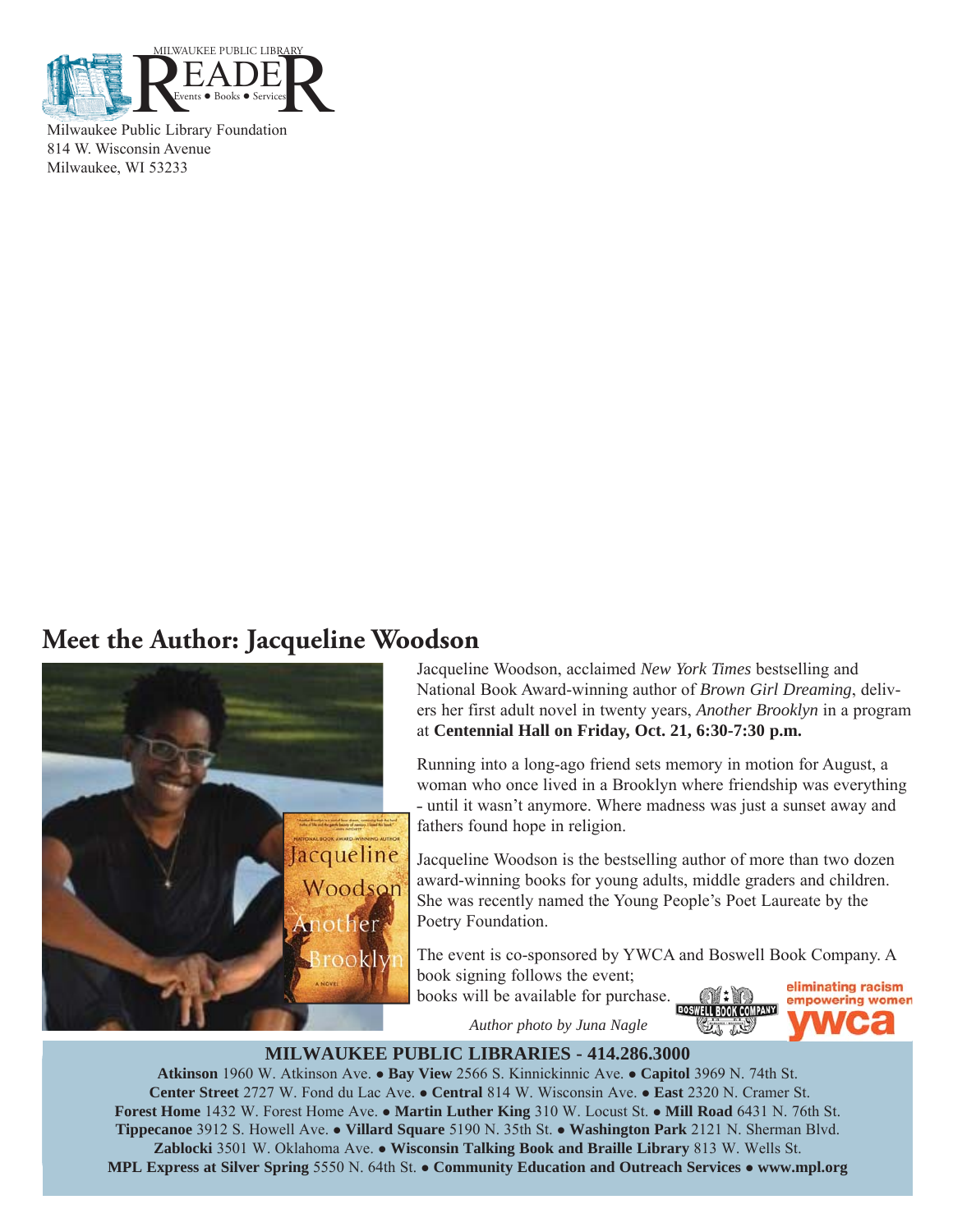MILWAUKEE PUBLIC LIBRARY

READER

Events ● Books ● Services

Milwaukee Public Library Foundation
814 W. Wisconsin Avenue
Milwaukee, WI 53233

## Meet the Author: Jacqueline Woodson

Jacqueline Woodson, acclaimed *New York Times* bestselling and National Book Award-winning author of *Brown Girl Dreaming*, delivers her first adult novel in twenty years, *Another Brooklyn* in a program at **Centennial Hall on Friday, Oct. 21, 6:30-7:30 p.m.**

Running into a long-ago friend sets memory in motion for August, a woman who once lived in a Brooklyn where friendship was everything - until it wasn't anymore. Where madness was just a sunset away and fathers found hope in religion.

Jacqueline Woodson is the bestselling author of more than two dozen award-winning books for young adults, middle graders and children. She was recently named the Young People's Poet Laureate by the Poetry Foundation.

The event is co-sponsored by YWCA and Boswell Book Company. A book signing follows the event; books will be available for purchase.

*Author photo by Juna Nagle*

**MILWAUKEE PUBLIC LIBRARIES - 414.286.3000**

**Atkinson** 1960 W. Atkinson Ave. ● **Bay View** 2566 S. Kinnickinnic Ave. ● **Capitol** 3969 N. 74th St.
**Center Street** 2727 W. Fond du Lac Ave. ● **Central** 814 W. Wisconsin Ave. ● **East** 2320 N. Cramer St.
**Forest Home** 1432 W. Forest Home Ave. ● **Martin Luther King** 310 W. Locust St. ● **Mill Road** 6431 N. 76th St.
**Tippecanoe** 3912 S. Howell Ave. ● **Villard Square** 5190 N. 35th St. ● **Washington Park** 2121 N. Sherman Blvd.
**Zablocki** 3501 W. Oklahoma Ave. ● **Wisconsin Talking Book and Braille Library** 813 W. Wells St.
**MPL Express at Silver Spring** 5550 N. 64th St. ● **Community Education and Outreach Services** ● **www.mpl.org**